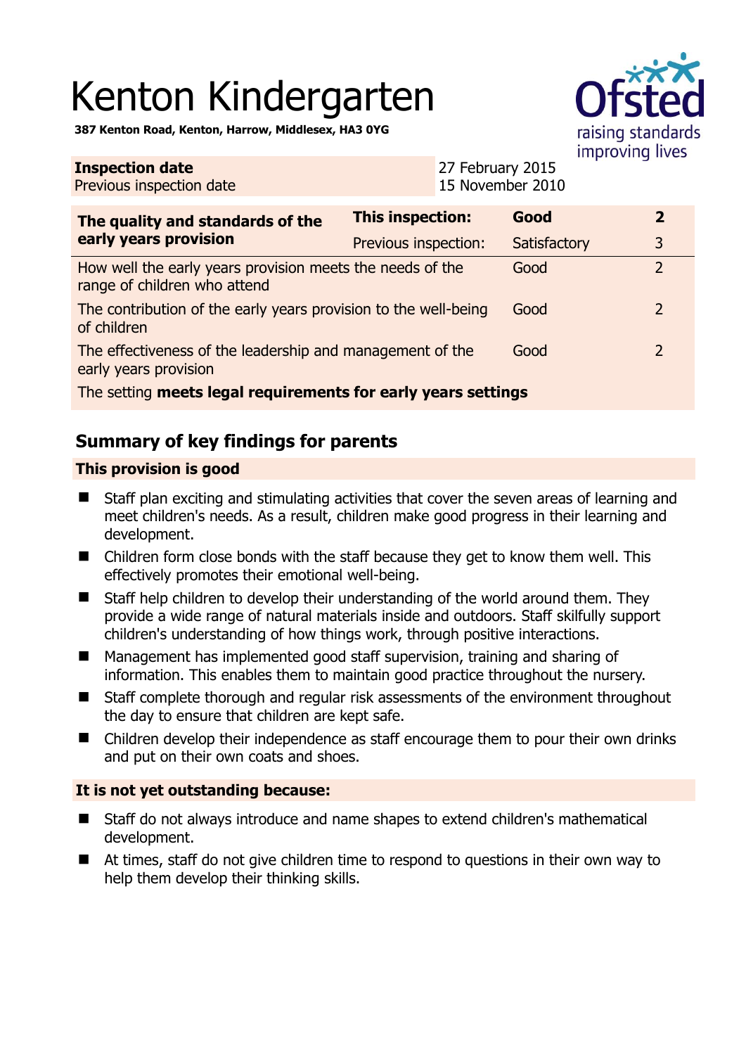# Kenton Kindergarten

**387 Kenton Road, Kenton, Harrow, Middlesex, HA3 0YG**

| | |
|---|---|
| **Inspection date** | 27 February 2015 |
| Previous inspection date | 15 November 2010 |

| The quality and standards of the early years provision | This inspection: | Good | 2 |
|---|---|---|---|
| | Previous inspection: | Satisfactory | 3 |
| How well the early years provision meets the needs of the range of children who attend | | Good | 2 |
| The contribution of the early years provision to the well-being of children | | Good | 2 |
| The effectiveness of the leadership and management of the early years provision | | Good | 2 |
| The setting **meets legal requirements for early years settings** | | | |

## Summary of key findings for parents

### This provision is good

- Staff plan exciting and stimulating activities that cover the seven areas of learning and meet children's needs. As a result, children make good progress in their learning and development.
- Children form close bonds with the staff because they get to know them well. This effectively promotes their emotional well-being.
- Staff help children to develop their understanding of the world around them. They provide a wide range of natural materials inside and outdoors. Staff skilfully support children's understanding of how things work, through positive interactions.
- Management has implemented good staff supervision, training and sharing of information. This enables them to maintain good practice throughout the nursery.
- Staff complete thorough and regular risk assessments of the environment throughout the day to ensure that children are kept safe.
- Children develop their independence as staff encourage them to pour their own drinks and put on their own coats and shoes.

### It is not yet outstanding because:

- Staff do not always introduce and name shapes to extend children's mathematical development.
- At times, staff do not give children time to respond to questions in their own way to help them develop their thinking skills.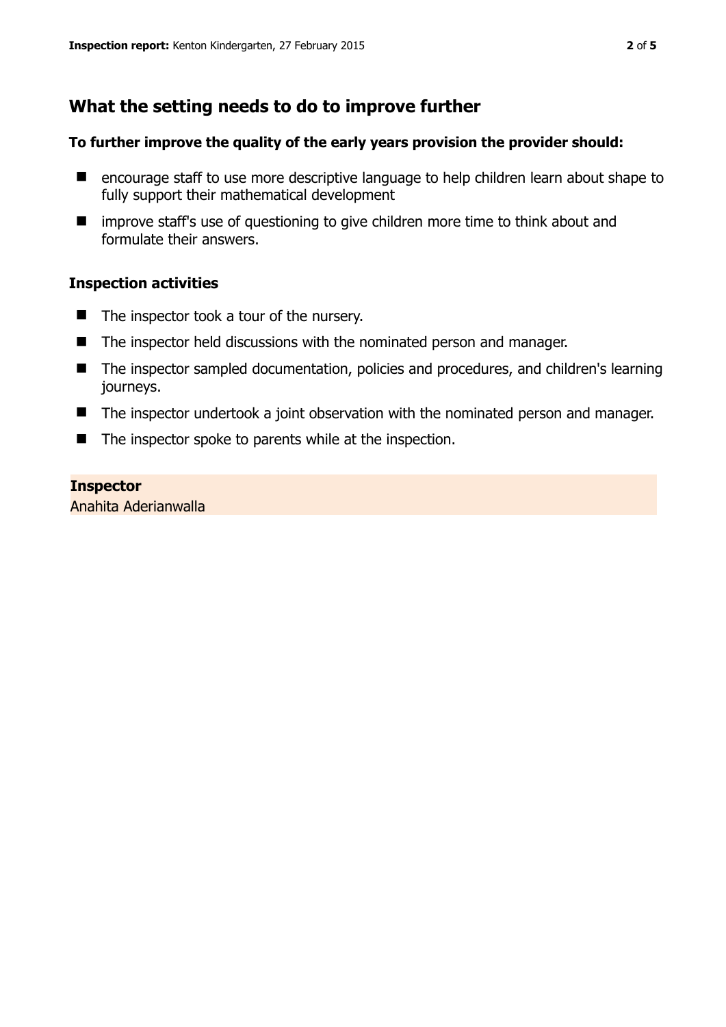## What the setting needs to do to improve further

### To further improve the quality of the early years provision the provider should:

- encourage staff to use more descriptive language to help children learn about shape to fully support their mathematical development
- improve staff's use of questioning to give children more time to think about and formulate their answers.

### Inspection activities

- The inspector took a tour of the nursery.
- The inspector held discussions with the nominated person and manager.
- The inspector sampled documentation, policies and procedures, and children's learning journeys.
- The inspector undertook a joint observation with the nominated person and manager.
- The inspector spoke to parents while at the inspection.

**Inspector**
Anahita Aderianwalla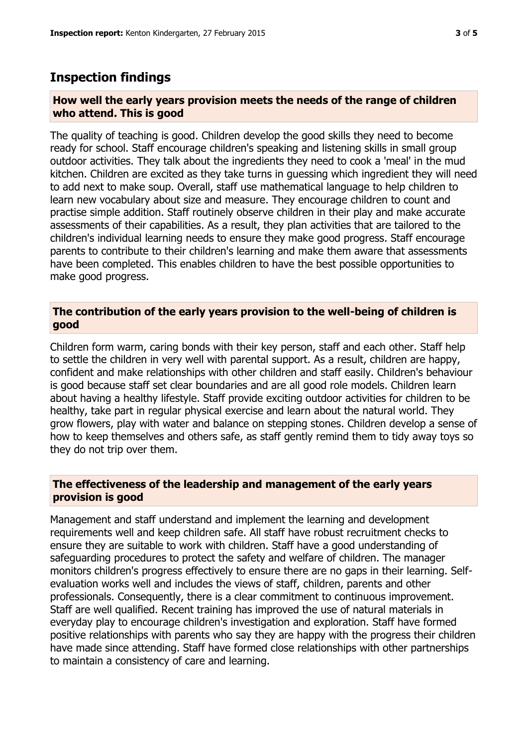## Inspection findings

### How well the early years provision meets the needs of the range of children who attend. This is good

The quality of teaching is good. Children develop the good skills they need to become ready for school. Staff encourage children's speaking and listening skills in small group outdoor activities. They talk about the ingredients they need to cook a 'meal' in the mud kitchen. Children are excited as they take turns in guessing which ingredient they will need to add next to make soup. Overall, staff use mathematical language to help children to learn new vocabulary about size and measure. They encourage children to count and practise simple addition. Staff routinely observe children in their play and make accurate assessments of their capabilities. As a result, they plan activities that are tailored to the children's individual learning needs to ensure they make good progress. Staff encourage parents to contribute to their children's learning and make them aware that assessments have been completed. This enables children to have the best possible opportunities to make good progress.

### The contribution of the early years provision to the well-being of children is good

Children form warm, caring bonds with their key person, staff and each other. Staff help to settle the children in very well with parental support. As a result, children are happy, confident and make relationships with other children and staff easily. Children's behaviour is good because staff set clear boundaries and are all good role models. Children learn about having a healthy lifestyle. Staff provide exciting outdoor activities for children to be healthy, take part in regular physical exercise and learn about the natural world. They grow flowers, play with water and balance on stepping stones. Children develop a sense of how to keep themselves and others safe, as staff gently remind them to tidy away toys so they do not trip over them.

### The effectiveness of the leadership and management of the early years provision is good

Management and staff understand and implement the learning and development requirements well and keep children safe. All staff have robust recruitment checks to ensure they are suitable to work with children. Staff have a good understanding of safeguarding procedures to protect the safety and welfare of children. The manager monitors children's progress effectively to ensure there are no gaps in their learning. Self-evaluation works well and includes the views of staff, children, parents and other professionals. Consequently, there is a clear commitment to continuous improvement. Staff are well qualified. Recent training has improved the use of natural materials in everyday play to encourage children's investigation and exploration. Staff have formed positive relationships with parents who say they are happy with the progress their children have made since attending. Staff have formed close relationships with other partnerships to maintain a consistency of care and learning.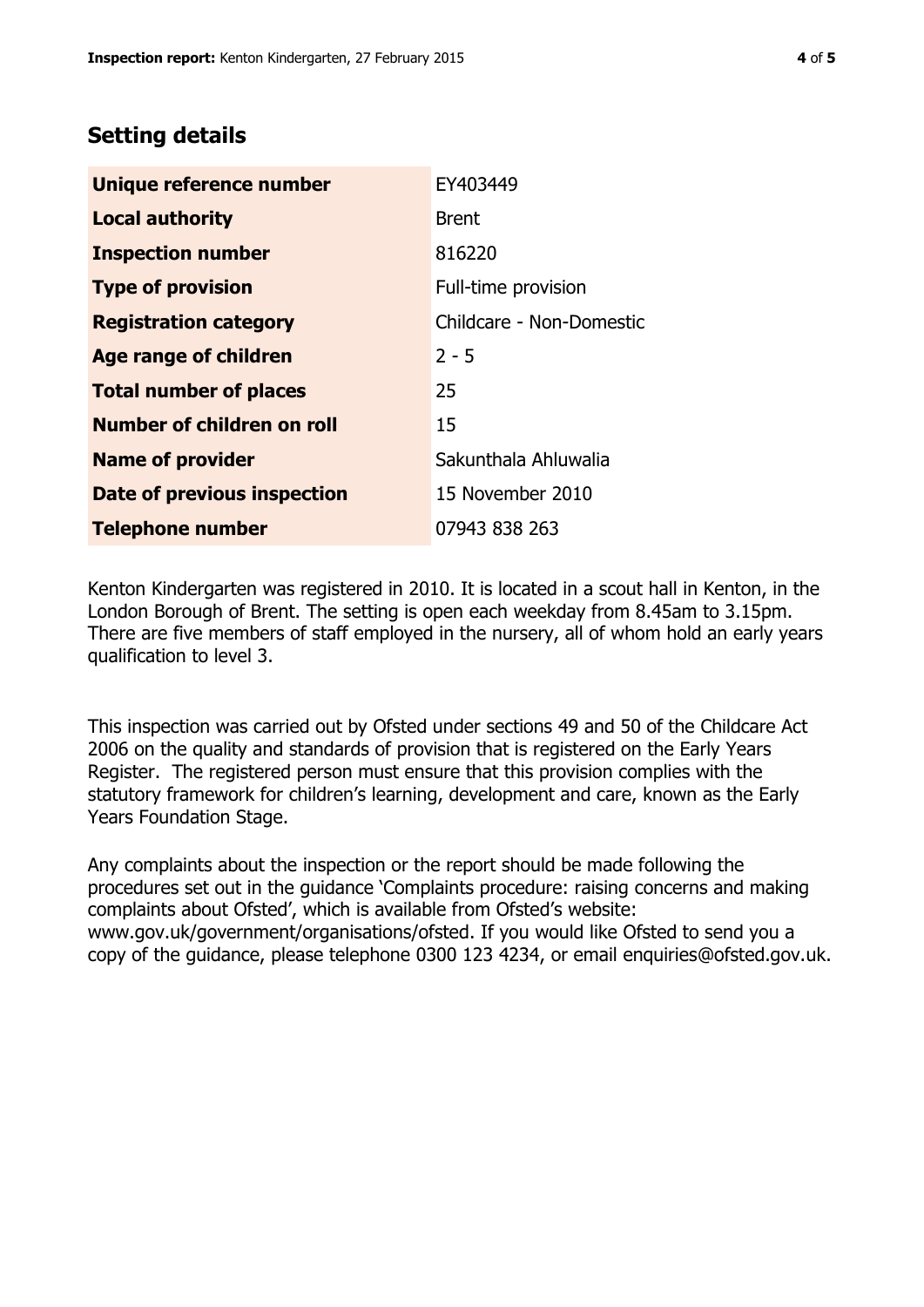## Setting details

| | |
|---|---|
| **Unique reference number** | EY403449 |
| **Local authority** | Brent |
| **Inspection number** | 816220 |
| **Type of provision** | Full-time provision |
| **Registration category** | Childcare - Non-Domestic |
| **Age range of children** | 2 - 5 |
| **Total number of places** | 25 |
| **Number of children on roll** | 15 |
| **Name of provider** | Sakunthala Ahluwalia |
| **Date of previous inspection** | 15 November 2010 |
| **Telephone number** | 07943 838 263 |

Kenton Kindergarten was registered in 2010. It is located in a scout hall in Kenton, in the London Borough of Brent. The setting is open each weekday from 8.45am to 3.15pm. There are five members of staff employed in the nursery, all of whom hold an early years qualification to level 3.

This inspection was carried out by Ofsted under sections 49 and 50 of the Childcare Act 2006 on the quality and standards of provision that is registered on the Early Years Register. The registered person must ensure that this provision complies with the statutory framework for children's learning, development and care, known as the Early Years Foundation Stage.

Any complaints about the inspection or the report should be made following the procedures set out in the guidance 'Complaints procedure: raising concerns and making complaints about Ofsted', which is available from Ofsted's website: www.gov.uk/government/organisations/ofsted. If you would like Ofsted to send you a copy of the guidance, please telephone 0300 123 4234, or email enquiries@ofsted.gov.uk.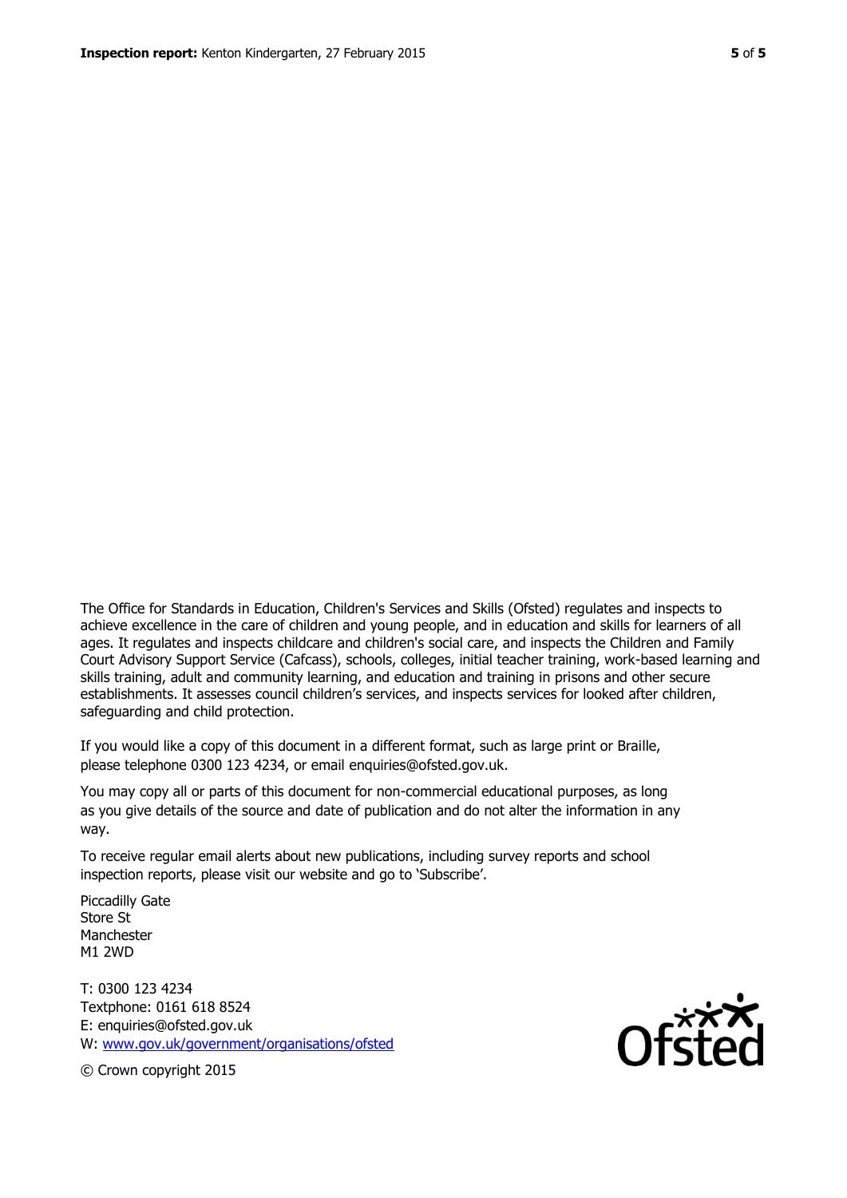The Office for Standards in Education, Children's Services and Skills (Ofsted) regulates and inspects to achieve excellence in the care of children and young people, and in education and skills for learners of all ages. It regulates and inspects childcare and children's social care, and inspects the Children and Family Court Advisory Support Service (Cafcass), schools, colleges, initial teacher training, work-based learning and skills training, adult and community learning, and education and training in prisons and other secure establishments. It assesses council children's services, and inspects services for looked after children, safeguarding and child protection.

If you would like a copy of this document in a different format, such as large print or Braille, please telephone 0300 123 4234, or email enquiries@ofsted.gov.uk.

You may copy all or parts of this document for non-commercial educational purposes, as long as you give details of the source and date of publication and do not alter the information in any way.

To receive regular email alerts about new publications, including survey reports and school inspection reports, please visit our website and go to 'Subscribe'.

Piccadilly Gate  
Store St  
Manchester  
M1 2WD

T: 0300 123 4234  
Textphone: 0161 618 8524  
E: enquiries@ofsted.gov.uk  
W: [www.gov.uk/government/organisations/ofsted](http://www.gov.uk/government/organisations/ofsted)

© Crown copyright 2015

Ofsted